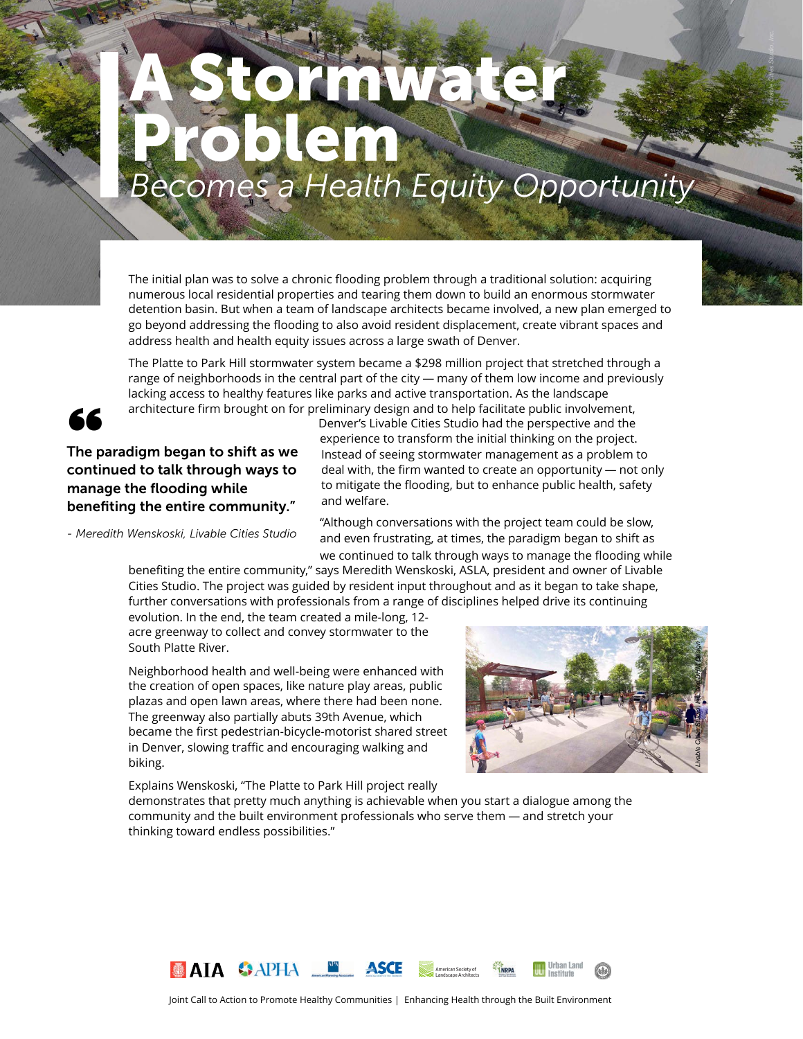# A Stormwater Problem

*Becomes a Health Equity Opportunity*

The initial plan was to solve a chronic flooding problem through a traditional solution: acquiring numerous local residential properties and tearing them down to build an enormous stormwater detention basin. But when a team of landscape architects became involved, a new plan emerged to go beyond addressing the flooding to also avoid resident displacement, create vibrant spaces and address health and health equity issues across a large swath of Denver.

The Platte to Park Hill stormwater system became a $298 million project that stretched through a range of neighborhoods in the central part of the city — many of them low income and previously lacking access to healthy features like parks and active transportation. As the landscape architecture firm brought on for preliminary design and to help facilitate public involvement, Denver's Livable Cities Studio had the perspective and the experience to transform the initial thinking on the project. Instead of seeing stormwater management as a problem to deal with, the firm wanted to create an opportunity — not only to mitigate the flooding, but to enhance public health, safety and welfare.

> **The paradigm began to shift as we continued to talk through ways to manage the flooding while benefiting the entire community."**
>
> *- Meredith Wenskoski, Livable Cities Studio*

"Although conversations with the project team could be slow, and even frustrating, at times, the paradigm began to shift as we continued to talk through ways to manage the flooding while benefiting the entire community," says Meredith Wenskoski, ASLA, president and owner of Livable Cities Studio. The project was guided by resident input throughout and as it began to take shape, further conversations with professionals from a range of disciplines helped drive its continuing evolution. In the end, the team created a mile-long, 12-acre greenway to collect and convey stormwater to the South Platte River.

Neighborhood health and well-being were enhanced with the creation of open spaces, like nature play areas, public plazas and open lawn areas, where there had been none. The greenway also partially abuts 39th Avenue, which became the first pedestrian-bicycle-motorist shared street in Denver, slowing traffic and encouraging walking and biking.

Explains Wenskoski, "The Platte to Park Hill project really demonstrates that pretty much anything is achievable when you start a dialogue among the community and the built environment professionals who serve them — and stretch your thinking toward endless possibilities."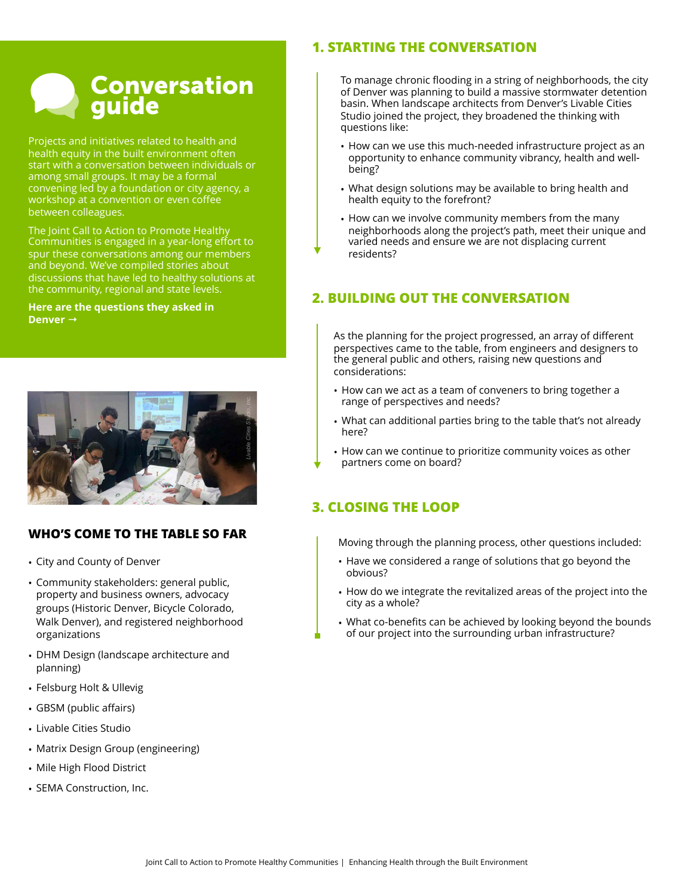# Conversation guide

Projects and initiatives related to health and health equity in the built environment often start with a conversation between individuals or among small groups. It may be a formal convening led by a foundation or city agency, a workshop at a convention or even coffee between colleagues.

The Joint Call to Action to Promote Healthy Communities is engaged in a year-long effort to spur these conversations among our members and beyond. We've compiled stories about discussions that have led to healthy solutions at the community, regional and state levels.

**Here are the questions they asked in Denver →**

Livable Cities Studio, Inc.

## WHO'S COME TO THE TABLE SO FAR

- City and County of Denver
- Community stakeholders: general public, property and business owners, advocacy groups (Historic Denver, Bicycle Colorado, Walk Denver), and registered neighborhood organizations
- DHM Design (landscape architecture and planning)
- Felsburg Holt & Ullevig
- GBSM (public affairs)
- Livable Cities Studio
- Matrix Design Group (engineering)
- Mile High Flood District
- SEMA Construction, Inc.

## 1. STARTING THE CONVERSATION

To manage chronic flooding in a string of neighborhoods, the city of Denver was planning to build a massive stormwater detention basin. When landscape architects from Denver's Livable Cities Studio joined the project, they broadened the thinking with questions like:

- How can we use this much-needed infrastructure project as an opportunity to enhance community vibrancy, health and well-being?
- What design solutions may be available to bring health and health equity to the forefront?
- How can we involve community members from the many neighborhoods along the project's path, meet their unique and varied needs and ensure we are not displacing current residents?

## 2. BUILDING OUT THE CONVERSATION

As the planning for the project progressed, an array of different perspectives came to the table, from engineers and designers to the general public and others, raising new questions and considerations:

- How can we act as a team of conveners to bring together a range of perspectives and needs?
- What can additional parties bring to the table that's not already here?
- How can we continue to prioritize community voices as other partners come on board?

## 3. CLOSING THE LOOP

Moving through the planning process, other questions included:

- Have we considered a range of solutions that go beyond the obvious?
- How do we integrate the revitalized areas of the project into the city as a whole?
- What co-benefits can be achieved by looking beyond the bounds of our project into the surrounding urban infrastructure?